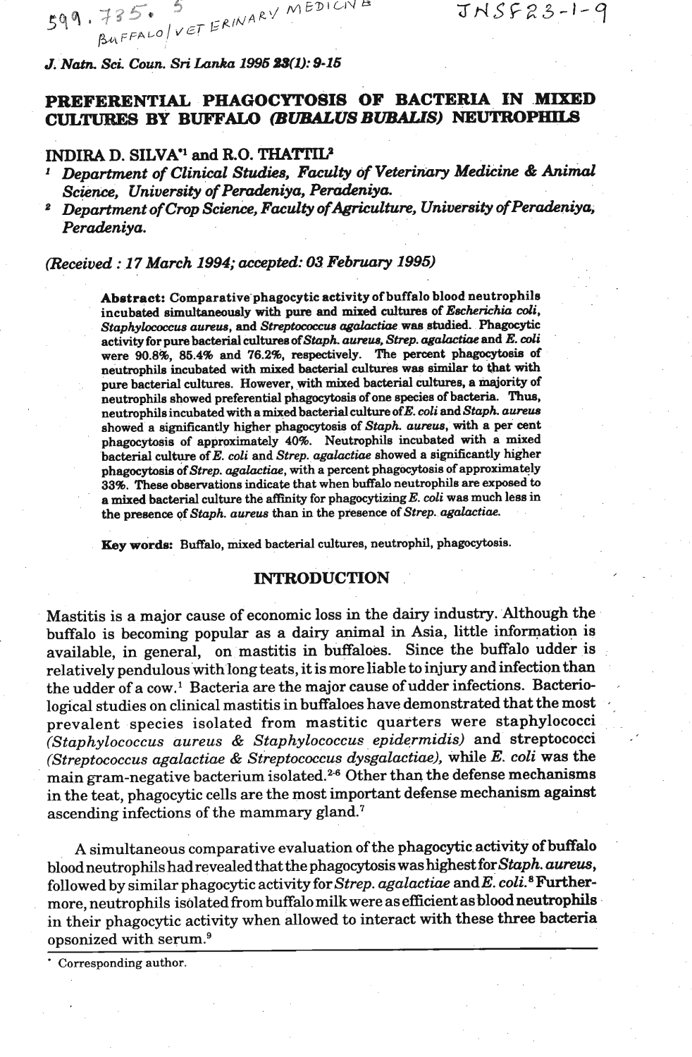# PREFERENTIAL PHAGOCYTOSIS OF BACTERIA IN MIXED CULTURES BY BUFFALO (*BUBALUS BUBALIS*) NEUTROPHILS

**INDIRA D. SILVA**[*1] **and R.O. THATTIL**[2]

[1] *Department of Clinical Studies, Faculty of Veterinary Medicine & Animal Science, University of Peradeniya, Peradeniya.*

[2] *Department of Crop Science, Faculty of Agriculture, University of Peradeniya, Peradeniya.*

*(Received : 17 March 1994; accepted: 03 February 1995)*

**Abstract:** Comparative phagocytic activity of buffalo blood neutrophils incubated simultaneously with pure and mixed cultures of *Escherichia coli*, *Staphylococcus aureus*, and *Streptococcus agalactiae* was studied. Phagocytic activity for pure bacterial cultures of *Staph. aureus*, *Strep. agalactiae* and *E. coli* were 90.8%, 85.4% and 76.2%, respectively. The percent phagocytosis of neutrophils incubated with mixed bacterial cultures was similar to that with pure bacterial cultures. However, with mixed bacterial cultures, a majority of neutrophils showed preferential phagocytosis of one species of bacteria. Thus, neutrophils incubated with a mixed bacterial culture of *E. coli* and *Staph. aureus* showed a significantly higher phagocytosis of *Staph. aureus*, with a per cent phagocytosis of approximately 40%. Neutrophils incubated with a mixed bacterial culture of *E. coli* and *Strep. agalactiae* showed a significantly higher phagocytosis of *Strep. agalactiae*, with a percent phagocytosis of approximately 33%. These observations indicate that when buffalo neutrophils are exposed to a mixed bacterial culture the affinity for phagocytizing *E. coli* was much less in the presence of *Staph. aureus* than in the presence of *Strep. agalactiae*.

**Key words:** Buffalo, mixed bacterial cultures, neutrophil, phagocytosis.

## INTRODUCTION

Mastitis is a major cause of economic loss in the dairy industry. Although the buffalo is becoming popular as a dairy animal in Asia, little information is available, in general, on mastitis in buffaloes. Since the buffalo udder is relatively pendulous with long teats, it is more liable to injury and infection than the udder of a cow.[1] Bacteria are the major cause of udder infections. Bacteriological studies on clinical mastitis in buffaloes have demonstrated that the most prevalent species isolated from mastitic quarters were staphylococci (*Staphylococcus aureus* & *Staphylococcus epidermidis*) and streptococci (*Streptococcus agalactiae* & *Streptococcus dysgalactiae*), while *E. coli* was the main gram-negative bacterium isolated.[2-6] Other than the defense mechanisms in the teat, phagocytic cells are the most important defense mechanism against ascending infections of the mammary gland.[7]

A simultaneous comparative evaluation of the phagocytic activity of buffalo blood neutrophils had revealed that the phagocytosis was highest for *Staph. aureus*, followed by similar phagocytic activity for *Strep. agalactiae* and *E. coli*.[8] Furthermore, neutrophils isolated from buffalo milk were as efficient as blood neutrophils in their phagocytic activity when allowed to interact with these three bacteria opsonized with serum.[9]

[*] Corresponding author.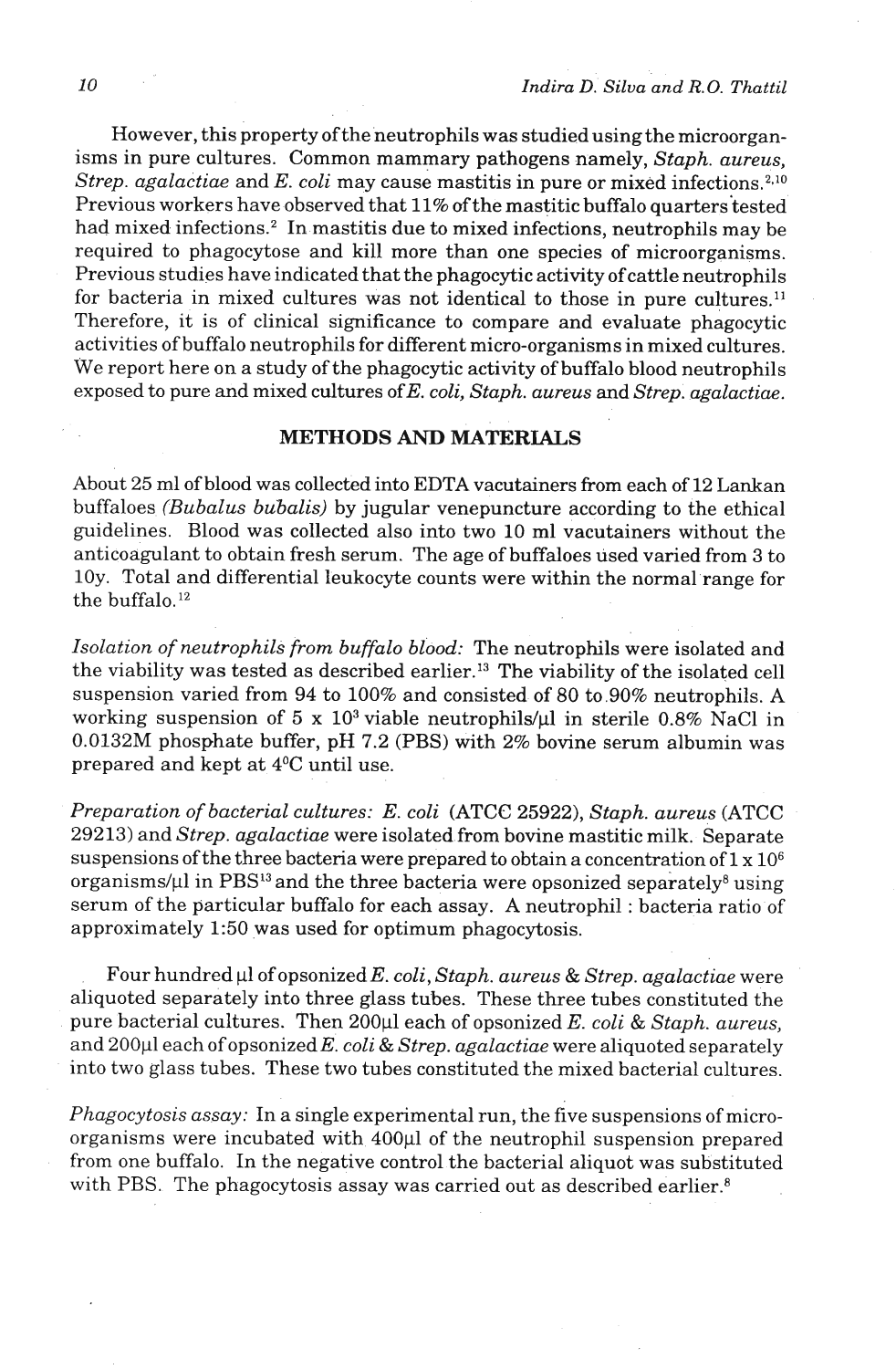However, this property of the neutrophils was studied using the microorganisms in pure cultures. Common mammary pathogens namely, *Staph. aureus, Strep. agalactiae* and *E. coli* may cause mastitis in pure or mixed infections.[2,10] Previous workers have observed that 11% of the mastitic buffalo quarters tested had mixed infections.[2] In mastitis due to mixed infections, neutrophils may be required to phagocytose and kill more than one species of microorganisms. Previous studies have indicated that the phagocytic activity of cattle neutrophils for bacteria in mixed cultures was not identical to those in pure cultures.[11] Therefore, it is of clinical significance to compare and evaluate phagocytic activities of buffalo neutrophils for different micro-organisms in mixed cultures. We report here on a study of the phagocytic activity of buffalo blood neutrophils exposed to pure and mixed cultures of *E. coli, Staph. aureus* and *Strep. agalactiae*.

## METHODS AND MATERIALS

About 25 ml of blood was collected into EDTA vacutainers from each of 12 Lankan buffaloes *(Bubalus bubalis)* by jugular venepuncture according to the ethical guidelines. Blood was collected also into two 10 ml vacutainers without the anticoagulant to obtain fresh serum. The age of buffaloes used varied from 3 to 10y. Total and differential leukocyte counts were within the normal range for the buffalo.[12]

*Isolation of neutrophils from buffalo blood:* The neutrophils were isolated and the viability was tested as described earlier.[13] The viability of the isolated cell suspension varied from 94 to 100% and consisted of 80 to 90% neutrophils. A working suspension of $5 \times 10^3$ viable neutrophils/μl in sterile 0.8% NaCl in 0.0132M phosphate buffer, pH 7.2 (PBS) with 2% bovine serum albumin was prepared and kept at 4°C until use.

*Preparation of bacterial cultures: E. coli* (ATCC 25922), *Staph. aureus* (ATCC 29213) and *Strep. agalactiae* were isolated from bovine mastitic milk. Separate suspensions of the three bacteria were prepared to obtain a concentration of $1 \times 10^6$ organisms/μl in PBS[13] and the three bacteria were opsonized separately[8] using serum of the particular buffalo for each assay. A neutrophil : bacteria ratio of approximately 1:50 was used for optimum phagocytosis.

Four hundred μl of opsonized *E. coli, Staph. aureus* & *Strep. agalactiae* were aliquoted separately into three glass tubes. These three tubes constituted the pure bacterial cultures. Then 200μl each of opsonized *E. coli* & *Staph. aureus,* and 200μl each of opsonized *E. coli* & *Strep. agalactiae* were aliquoted separately into two glass tubes. These two tubes constituted the mixed bacterial cultures.

*Phagocytosis assay:* In a single experimental run, the five suspensions of microorganisms were incubated with 400μl of the neutrophil suspension prepared from one buffalo. In the negative control the bacterial aliquot was substituted with PBS. The phagocytosis assay was carried out as described earlier.[8]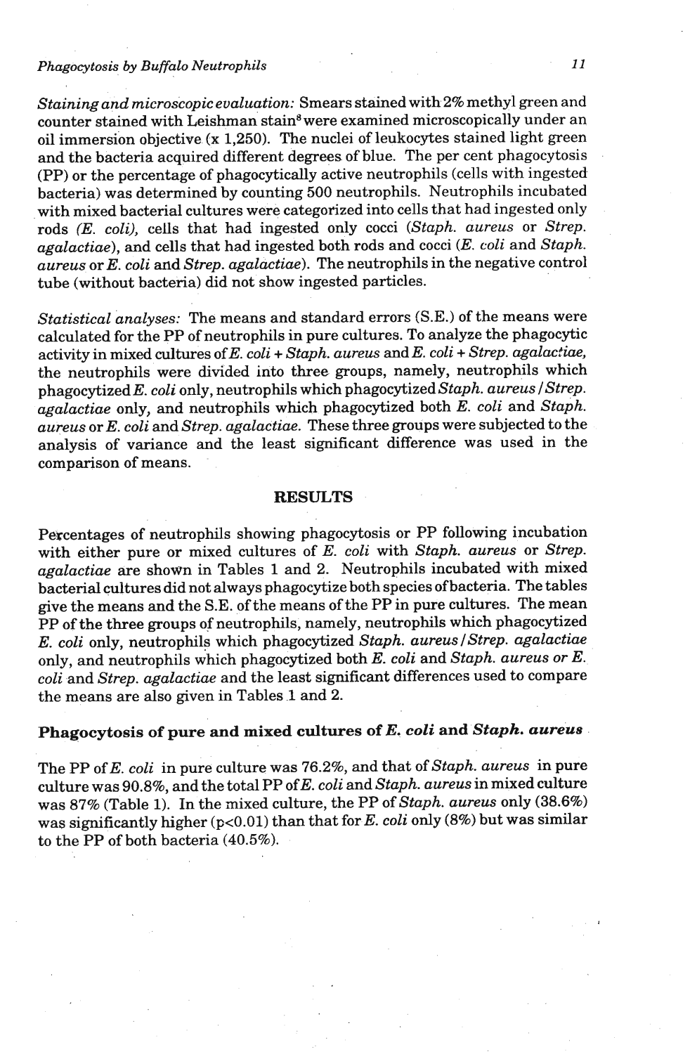*Staining and microscopic evaluation:* Smears stained with 2% methyl green and counter stained with Leishman stain[8] were examined microscopically under an oil immersion objective (x 1,250). The nuclei of leukocytes stained light green and the bacteria acquired different degrees of blue. The per cent phagocytosis (PP) or the percentage of phagocytically active neutrophils (cells with ingested bacteria) was determined by counting 500 neutrophils. Neutrophils incubated with mixed bacterial cultures were categorized into cells that had ingested only rods *(E. coli)*, cells that had ingested only cocci (*Staph. aureus* or *Strep. agalactiae*), and cells that had ingested both rods and cocci (*E. coli* and *Staph. aureus* or *E. coli* and *Strep. agalactiae*). The neutrophils in the negative control tube (without bacteria) did not show ingested particles.

*Statistical analyses:* The means and standard errors (S.E.) of the means were calculated for the PP of neutrophils in pure cultures. To analyze the phagocytic activity in mixed cultures of *E. coli* + *Staph. aureus* and *E. coli* + *Strep. agalactiae*, the neutrophils were divided into three groups, namely, neutrophils which phagocytized *E. coli* only, neutrophils which phagocytized *Staph. aureus* / *Strep. agalactiae* only, and neutrophils which phagocytized both *E. coli* and *Staph. aureus* or *E. coli* and *Strep. agalactiae*. These three groups were subjected to the analysis of variance and the least significant difference was used in the comparison of means.

## RESULTS

Percentages of neutrophils showing phagocytosis or PP following incubation with either pure or mixed cultures of *E. coli* with *Staph. aureus* or *Strep. agalactiae* are shown in Tables 1 and 2. Neutrophils incubated with mixed bacterial cultures did not always phagocytize both species of bacteria. The tables give the means and the S.E. of the means of the PP in pure cultures. The mean PP of the three groups of neutrophils, namely, neutrophils which phagocytized *E. coli* only, neutrophils which phagocytized *Staph. aureus* / *Strep. agalactiae* only, and neutrophils which phagocytized both *E. coli* and *Staph. aureus or E. coli* and *Strep. agalactiae* and the least significant differences used to compare the means are also given in Tables 1 and 2.

### Phagocytosis of pure and mixed cultures of *E. coli* and *Staph. aureus*

The PP of *E. coli* in pure culture was 76.2%, and that of *Staph. aureus* in pure culture was 90.8%, and the total PP of *E. coli* and *Staph. aureus* in mixed culture was 87% (Table 1). In the mixed culture, the PP of *Staph. aureus* only (38.6%) was significantly higher ($p<0.01$) than that for *E. coli* only (8%) but was similar to the PP of both bacteria (40.5%).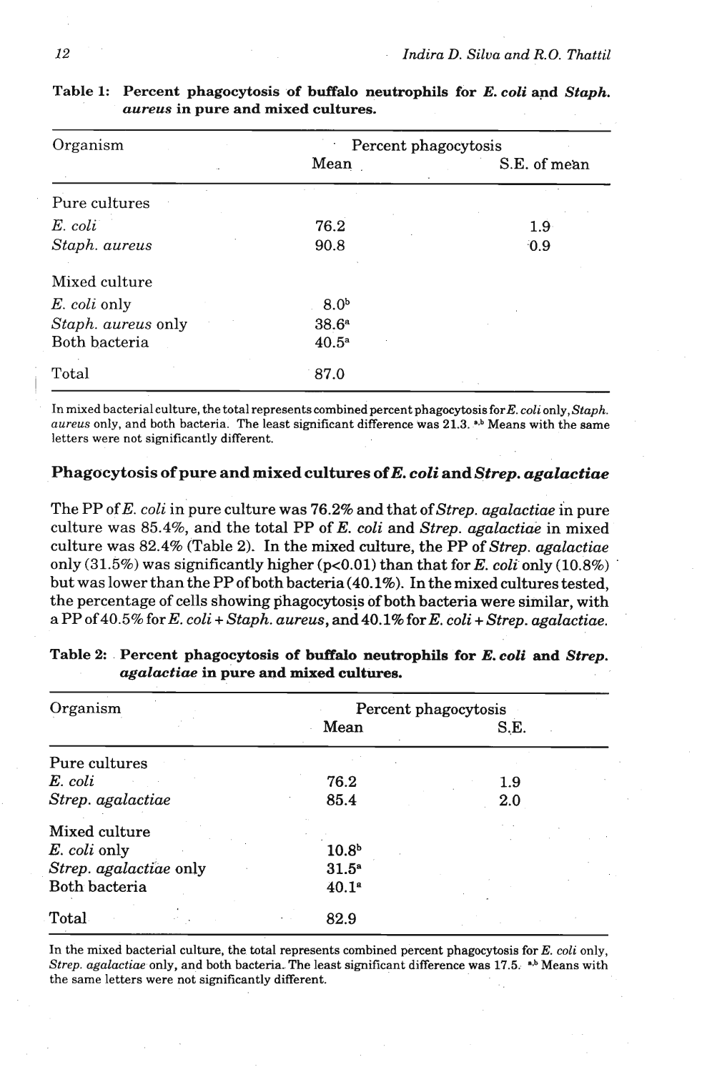**Table 1: Percent phagocytosis of buffalo neutrophils for *E. coli* and *Staph. aureus* in pure and mixed cultures.**

| Organism | Percent phagocytosis | |
|---|---|---|
| | Mean | S.E. of mean |
| Pure cultures | | |
| *E. coli* | 76.2 | 1.9 |
| *Staph. aureus* | 90.8 | 0.9 |
| Mixed culture | | |
| *E. coli* only | 8.0[b] | |
| *Staph. aureus* only | 38.6[a] | |
| Both bacteria | 40.5[a] | |
| Total | 87.0 | |

In mixed bacterial culture, the total represents combined percent phagocytosis for *E. coli* only, *Staph. aureus* only, and both bacteria. The least significant difference was 21.3. [a,b] Means with the same letters were not significantly different.

### Phagocytosis of pure and mixed cultures of *E. coli* and *Strep. agalactiae*

The PP of *E. coli* in pure culture was 76.2% and that of *Strep. agalactiae* in pure culture was 85.4%, and the total PP of *E. coli* and *Strep. agalactiae* in mixed culture was 82.4% (Table 2). In the mixed culture, the PP of *Strep. agalactiae* only (31.5%) was significantly higher ($p<0.01$) than that for *E. coli* only (10.8%) but was lower than the PP of both bacteria (40.1%). In the mixed cultures tested, the percentage of cells showing phagocytosis of both bacteria were similar, with a PP of 40.5% for *E. coli* + *Staph. aureus*, and 40.1% for *E. coli* + *Strep. agalactiae*.

**Table 2: Percent phagocytosis of buffalo neutrophils for *E. coli* and *Strep. agalactiae* in pure and mixed cultures.**

| Organism | Percent phagocytosis | |
|---|---|---|
| | Mean | S.E. |
| Pure cultures | | |
| *E. coli* | 76.2 | 1.9 |
| *Strep. agalactiae* | 85.4 | 2.0 |
| Mixed culture | | |
| *E. coli* only | 10.8[b] | |
| *Strep. agalactiae* only | 31.5[a] | |
| Both bacteria | 40.1[a] | |
| Total | 82.9 | |

In the mixed bacterial culture, the total represents combined percent phagocytosis for *E. coli* only, *Strep. agalactiae* only, and both bacteria. The least significant difference was 17.5. [a,b] Means with the same letters were not significantly different.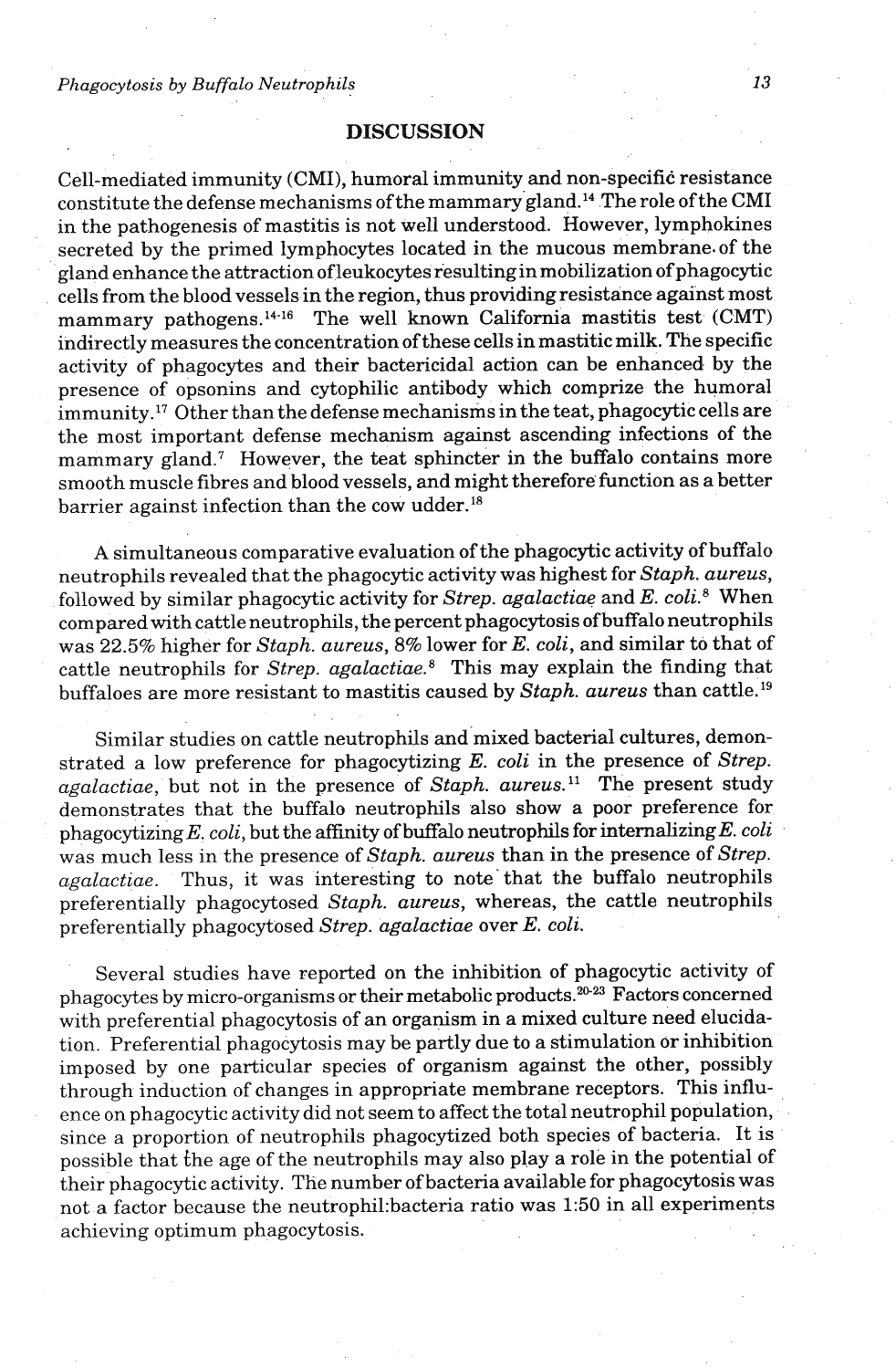## DISCUSSION

Cell-mediated immunity (CMI), humoral immunity and non-specific resistance constitute the defense mechanisms of the mammary gland.[14] The role of the CMI in the pathogenesis of mastitis is not well understood. However, lymphokines secreted by the primed lymphocytes located in the mucous membrane of the gland enhance the attraction of leukocytes resulting in mobilization of phagocytic cells from the blood vessels in the region, thus providing resistance against most mammary pathogens.[14-16] The well known California mastitis test (CMT) indirectly measures the concentration of these cells in mastitic milk. The specific activity of phagocytes and their bactericidal action can be enhanced by the presence of opsonins and cytophilic antibody which comprize the humoral immunity.[17] Other than the defense mechanisms in the teat, phagocytic cells are the most important defense mechanism against ascending infections of the mammary gland.[7] However, the teat sphincter in the buffalo contains more smooth muscle fibres and blood vessels, and might therefore function as a better barrier against infection than the cow udder.[18]

A simultaneous comparative evaluation of the phagocytic activity of buffalo neutrophils revealed that the phagocytic activity was highest for *Staph. aureus*, followed by similar phagocytic activity for *Strep. agalactiae* and *E. coli*.[8] When compared with cattle neutrophils, the percent phagocytosis of buffalo neutrophils was 22.5% higher for *Staph. aureus*, 8% lower for *E. coli*, and similar to that of cattle neutrophils for *Strep. agalactiae*.[8] This may explain the finding that buffaloes are more resistant to mastitis caused by *Staph. aureus* than cattle.[19]

Similar studies on cattle neutrophils and mixed bacterial cultures, demonstrated a low preference for phagocytizing *E. coli* in the presence of *Strep. agalactiae*, but not in the presence of *Staph. aureus*.[11] The present study demonstrates that the buffalo neutrophils also show a poor preference for phagocytizing *E. coli*, but the affinity of buffalo neutrophils for internalizing *E. coli* was much less in the presence of *Staph. aureus* than in the presence of *Strep. agalactiae*. Thus, it was interesting to note that the buffalo neutrophils preferentially phagocytosed *Staph. aureus*, whereas, the cattle neutrophils preferentially phagocytosed *Strep. agalactiae* over *E. coli*.

Several studies have reported on the inhibition of phagocytic activity of phagocytes by micro-organisms or their metabolic products.[20-23] Factors concerned with preferential phagocytosis of an organism in a mixed culture need elucidation. Preferential phagocytosis may be partly due to a stimulation or inhibition imposed by one particular species of organism against the other, possibly through induction of changes in appropriate membrane receptors. This influence on phagocytic activity did not seem to affect the total neutrophil population, since a proportion of neutrophils phagocytized both species of bacteria. It is possible that the age of the neutrophils may also play a role in the potential of their phagocytic activity. The number of bacteria available for phagocytosis was not a factor because the neutrophil:bacteria ratio was 1:50 in all experiments achieving optimum phagocytosis.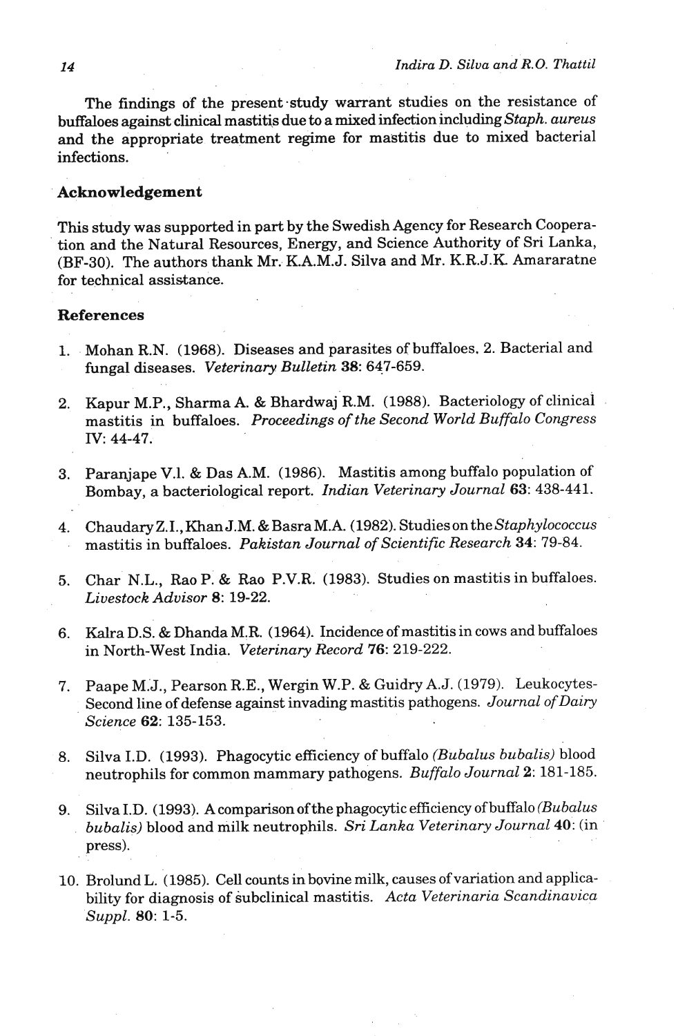The findings of the present study warrant studies on the resistance of buffaloes against clinical mastitis due to a mixed infection including *Staph. aureus* and the appropriate treatment regime for mastitis due to mixed bacterial infections.

## Acknowledgement

This study was supported in part by the Swedish Agency for Research Cooperation and the Natural Resources, Energy, and Science Authority of Sri Lanka, (BF-30). The authors thank Mr. K.A.M.J. Silva and Mr. K.R.J.K. Amararatne for technical assistance.

## References

1. Mohan R.N. (1968). Diseases and parasites of buffaloes. 2. Bacterial and fungal diseases. *Veterinary Bulletin* **38**: 647-659.

2. Kapur M.P., Sharma A. & Bhardwaj R.M. (1988). Bacteriology of clinical mastitis in buffaloes. *Proceedings of the Second World Buffalo Congress* IV: 44-47.

3. Paranjape V.l. & Das A.M. (1986). Mastitis among buffalo population of Bombay, a bacteriological report. *Indian Veterinary Journal* **63**: 438-441.

4. Chaudary Z.I., Khan J.M. & Basra M.A. (1982). Studies on the *Staphylococcus* mastitis in buffaloes. *Pakistan Journal of Scientific Research* **34**: 79-84.

5. Char N.L., Rao P. & Rao P.V.R. (1983). Studies on mastitis in buffaloes. *Livestock Advisor* **8**: 19-22.

6. Kalra D.S. & Dhanda M.R. (1964). Incidence of mastitis in cows and buffaloes in North-West India. *Veterinary Record* **76**: 219-222.

7. Paape M.J., Pearson R.E., Wergin W.P. & Guidry A.J. (1979). Leukocytes-Second line of defense against invading mastitis pathogens. *Journal of Dairy Science* **62**: 135-153.

8. Silva I.D. (1993). Phagocytic efficiency of buffalo *(Bubalus bubalis)* blood neutrophils for common mammary pathogens. *Buffalo Journal* **2**: 181-185.

9. Silva I.D. (1993). A comparison of the phagocytic efficiency of buffalo *(Bubalus bubalis)* blood and milk neutrophils. *Sri Lanka Veterinary Journal* **40**: (in press).

10. Brolund L. (1985). Cell counts in bovine milk, causes of variation and applicability for diagnosis of subclinical mastitis. *Acta Veterinaria Scandinavica Suppl.* **80**: 1-5.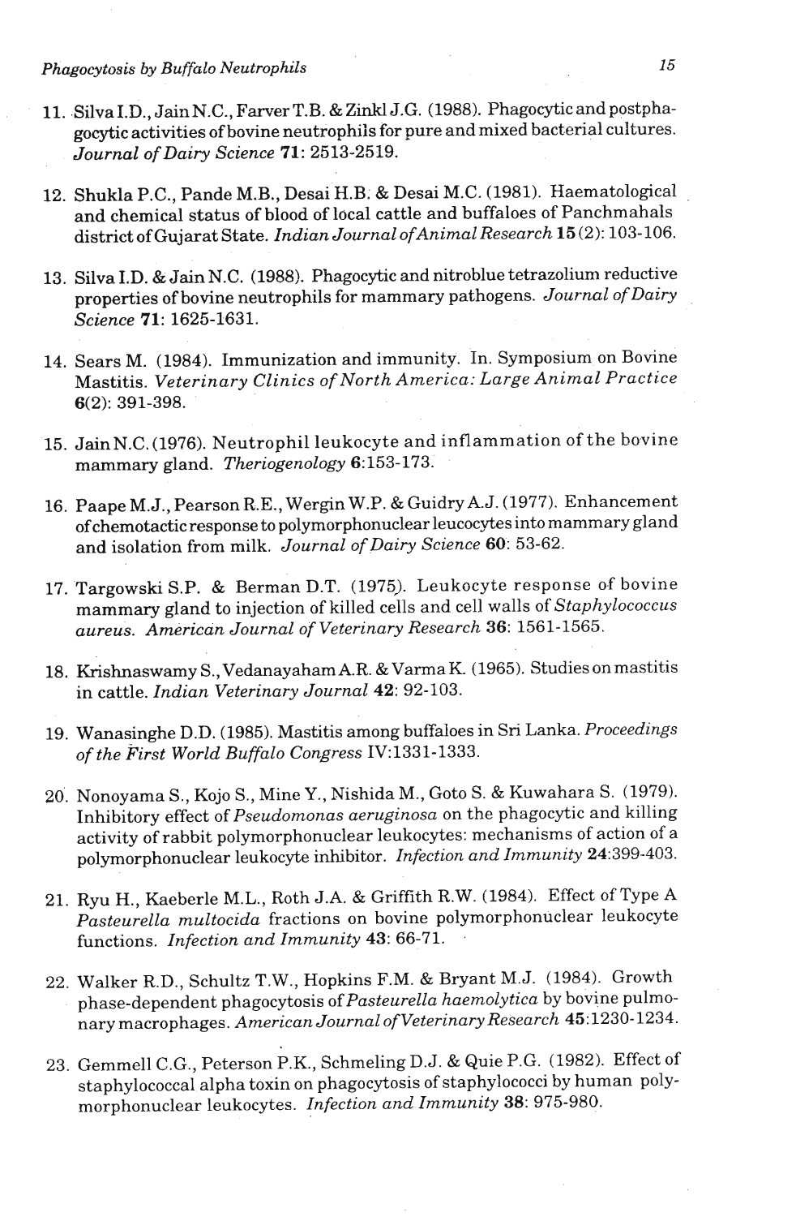11. Silva I.D., Jain N.C., Farver T.B. & Zinkl J.G. (1988). Phagocytic and postphagocytic activities of bovine neutrophils for pure and mixed bacterial cultures. *Journal of Dairy Science* **71**: 2513-2519.

12. Shukla P.C., Pande M.B., Desai H.B. & Desai M.C. (1981). Haematological and chemical status of blood of local cattle and buffaloes of Panchmahals district of Gujarat State. *Indian Journal of Animal Research* **15**(2): 103-106.

13. Silva I.D. & Jain N.C. (1988). Phagocytic and nitroblue tetrazolium reductive properties of bovine neutrophils for mammary pathogens. *Journal of Dairy Science* **71**: 1625-1631.

14. Sears M. (1984). Immunization and immunity. In. Symposium on Bovine Mastitis. *Veterinary Clinics of North America: Large Animal Practice* **6**(2): 391-398.

15. Jain N.C. (1976). Neutrophil leukocyte and inflammation of the bovine mammary gland. *Theriogenology* **6**:153-173.

16. Paape M.J., Pearson R.E., Wergin W.P. & Guidry A.J. (1977). Enhancement of chemotactic response to polymorphonuclear leucocytes into mammary gland and isolation from milk. *Journal of Dairy Science* **60**: 53-62.

17. Targowski S.P. & Berman D.T. (1975). Leukocyte response of bovine mammary gland to injection of killed cells and cell walls of *Staphylococcus aureus*. *American Journal of Veterinary Research* **36**: 1561-1565.

18. Krishnaswamy S., Vedanayaham A.R. & Varma K. (1965). Studies on mastitis in cattle. *Indian Veterinary Journal* **42**: 92-103.

19. Wanasinghe D.D. (1985). Mastitis among buffaloes in Sri Lanka. *Proceedings of the First World Buffalo Congress* IV:1331-1333.

20. Nonoyama S., Kojo S., Mine Y., Nishida M., Goto S. & Kuwahara S. (1979). Inhibitory effect of *Pseudomonas aeruginosa* on the phagocytic and killing activity of rabbit polymorphonuclear leukocytes: mechanisms of action of a polymorphonuclear leukocyte inhibitor. *Infection and Immunity* **24**:399-403.

21. Ryu H., Kaeberle M.L., Roth J.A. & Griffith R.W. (1984). Effect of Type A *Pasteurella multocida* fractions on bovine polymorphonuclear leukocyte functions. *Infection and Immunity* **43**: 66-71.

22. Walker R.D., Schultz T.W., Hopkins F.M. & Bryant M.J. (1984). Growth phase-dependent phagocytosis of *Pasteurella haemolytica* by bovine pulmonary macrophages. *American Journal of Veterinary Research* **45**:1230-1234.

23. Gemmell C.G., Peterson P.K., Schmeling D.J. & Quie P.G. (1982). Effect of staphylococcal alpha toxin on phagocytosis of staphylococci by human polymorphonuclear leukocytes. *Infection and Immunity* **38**: 975-980.